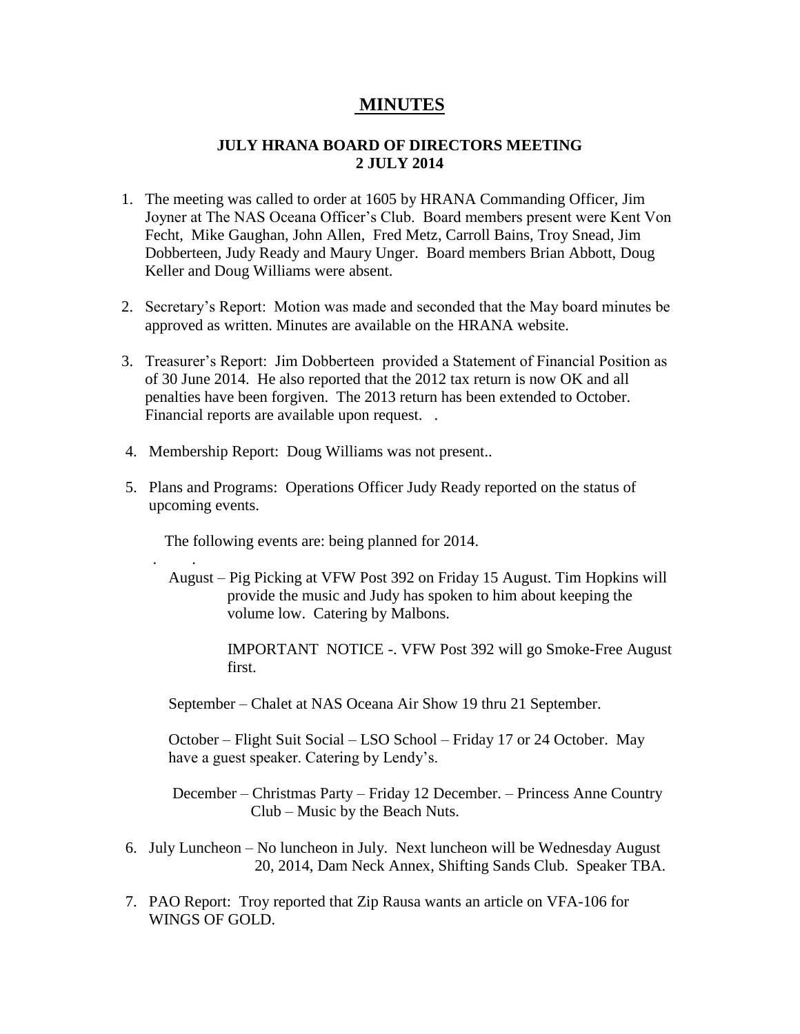# MINUTES

### JULY HRANA BOARD OF DIRECTORS MEETING
### 2 JULY 2014

1. The meeting was called to order at 1605 by HRANA Commanding Officer, Jim Joyner at The NAS Oceana Officer's Club. Board members present were Kent Von Fecht, Mike Gaughan, John Allen, Fred Metz, Carroll Bains, Troy Snead, Jim Dobberteen, Judy Ready and Maury Unger. Board members Brian Abbott, Doug Keller and Doug Williams were absent.

2. Secretary's Report: Motion was made and seconded that the May board minutes be approved as written. Minutes are available on the HRANA website.

3. Treasurer's Report: Jim Dobberteen provided a Statement of Financial Position as of 30 June 2014. He also reported that the 2012 tax return is now OK and all penalties have been forgiven. The 2013 return has been extended to October. Financial reports are available upon request. .

4. Membership Report: Doug Williams was not present..

5. Plans and Programs: Operations Officer Judy Ready reported on the status of upcoming events.

   The following events are: being planned for 2014.

   . .

   August – Pig Picking at VFW Post 392 on Friday 15 August. Tim Hopkins will provide the music and Judy has spoken to him about keeping the volume low. Catering by Malbons.

   IMPORTANT NOTICE -. VFW Post 392 will go Smoke-Free August first.

   September – Chalet at NAS Oceana Air Show 19 thru 21 September.

   October – Flight Suit Social – LSO School – Friday 17 or 24 October. May have a guest speaker. Catering by Lendy's.

   December – Christmas Party – Friday 12 December. – Princess Anne Country Club – Music by the Beach Nuts.

6. July Luncheon – No luncheon in July. Next luncheon will be Wednesday August 20, 2014, Dam Neck Annex, Shifting Sands Club. Speaker TBA.

7. PAO Report: Troy reported that Zip Rausa wants an article on VFA-106 for WINGS OF GOLD.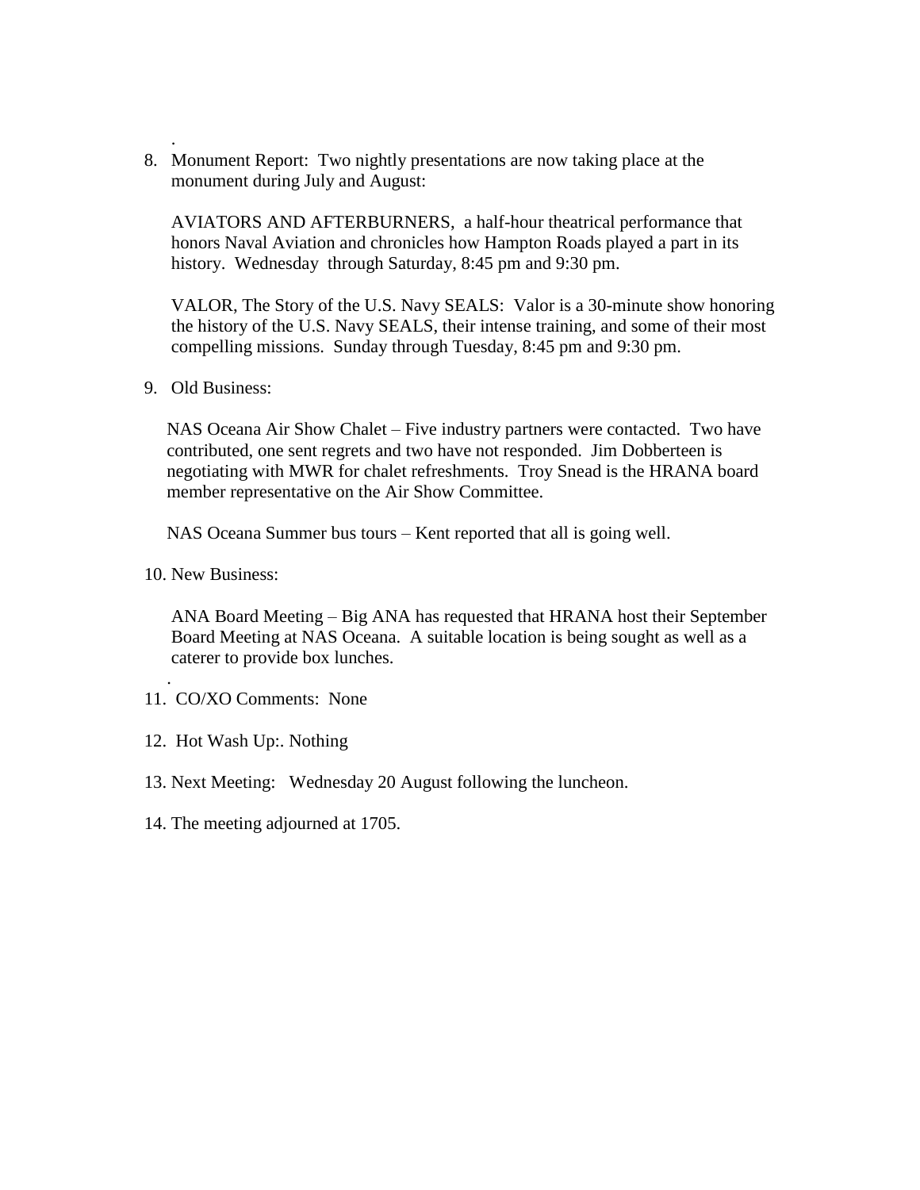.

8. Monument Report: Two nightly presentations are now taking place at the monument during July and August:

   AVIATORS AND AFTERBURNERS, a half-hour theatrical performance that honors Naval Aviation and chronicles how Hampton Roads played a part in its history. Wednesday through Saturday, 8:45 pm and 9:30 pm.

   VALOR, The Story of the U.S. Navy SEALS: Valor is a 30-minute show honoring the history of the U.S. Navy SEALS, their intense training, and some of their most compelling missions. Sunday through Tuesday, 8:45 pm and 9:30 pm.

9. Old Business:

   NAS Oceana Air Show Chalet – Five industry partners were contacted. Two have contributed, one sent regrets and two have not responded. Jim Dobberteen is negotiating with MWR for chalet refreshments. Troy Snead is the HRANA board member representative on the Air Show Committee.

   NAS Oceana Summer bus tours – Kent reported that all is going well.

10. New Business:

    ANA Board Meeting – Big ANA has requested that HRANA host their September Board Meeting at NAS Oceana. A suitable location is being sought as well as a caterer to provide box lunches.

.

11. CO/XO Comments: None

12. Hot Wash Up:. Nothing

13. Next Meeting: Wednesday 20 August following the luncheon.

14. The meeting adjourned at 1705.